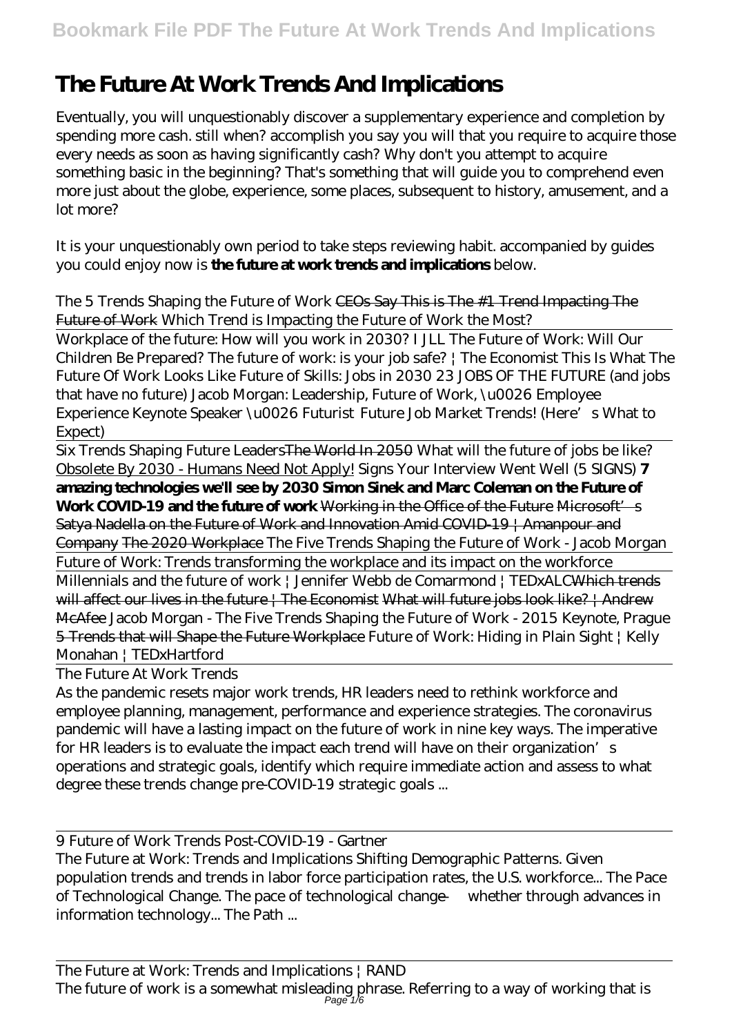# The Future At Work Trends And Implications

Eventually, you will unquestionably discover a supplementary experience and completion by spending more cash. still when? accomplish you say you will that you require to acquire those every needs as soon as having significantly cash? Why don't you attempt to acquire something basic in the beginning? That's something that will guide you to comprehend even more just about the globe, experience, some places, subsequent to history, amusement, and a lot more?

It is your unquestionably own period to take steps reviewing habit. accompanied by guides you could enjoy now is **the future at work trends and implications** below.

*The 5 Trends Shaping the Future of Work* ~~CEOs Say This is The #1 Trend Impacting The Future of Work~~ *Which Trend is Impacting the Future of Work the Most?*

Workplace of the future: How will you work in 2030? I JLL *The Future of Work: Will Our Children Be Prepared?* *The future of work: is your job safe? | The Economist* *This Is What The Future Of Work Looks Like* *Future of Skills: Jobs in 2030* *23 JOBS OF THE FUTURE (and jobs that have no future)* *Jacob Morgan: Leadership, Future of Work, \u0026 Employee Experience Keynote Speaker \u0026 Futurist* *Future Job Market Trends! (Here's What to Expect)*

Six Trends Shaping Future Leaders~~The World In 2050~~ *What will the future of jobs be like?* Obsolete By 2030 - Humans Need Not Apply! *Signs Your Interview Went Well (5 SIGNS)* **7 amazing technologies we'll see by 2030 Simon Sinek and Marc Coleman on the Future of Work COVID-19 and the future of work** ~~Working in the Office of the Future~~ ~~Microsoft's Satya Nadella on the Future of Work and Innovation Amid COVID-19 | Amanpour and Company~~ ~~The 2020 Workplace~~ *The Five Trends Shaping the Future of Work - Jacob Morgan*

Future of Work: Trends transforming the workplace and its impact on the workforce

Millennials and the future of work | Jennifer Webb de Comarmond | TEDxALC~~Which trends will affect our lives in the future | The Economist~~ ~~What will future jobs look like? | Andrew McAfee~~ *Jacob Morgan - The Five Trends Shaping the Future of Work - 2015 Keynote, Prague* ~~5 Trends that will Shape the Future Workplace~~ *Future of Work: Hiding in Plain Sight | Kelly Monahan | TEDxHartford*

The Future At Work Trends

As the pandemic resets major work trends, HR leaders need to rethink workforce and employee planning, management, performance and experience strategies. The coronavirus pandemic will have a lasting impact on the future of work in nine key ways. The imperative for HR leaders is to evaluate the impact each trend will have on their organization's operations and strategic goals, identify which require immediate action and assess to what degree these trends change pre-COVID-19 strategic goals ...

9 Future of Work Trends Post-COVID-19 - Gartner

The Future at Work: Trends and Implications Shifting Demographic Patterns. Given population trends and trends in labor force participation rates, the U.S. workforce... The Pace of Technological Change. The pace of technological change — whether through advances in information technology... The Path ...

The Future at Work: Trends and Implications | RAND

The future of work is a somewhat misleading phrase. Referring to a way of working that is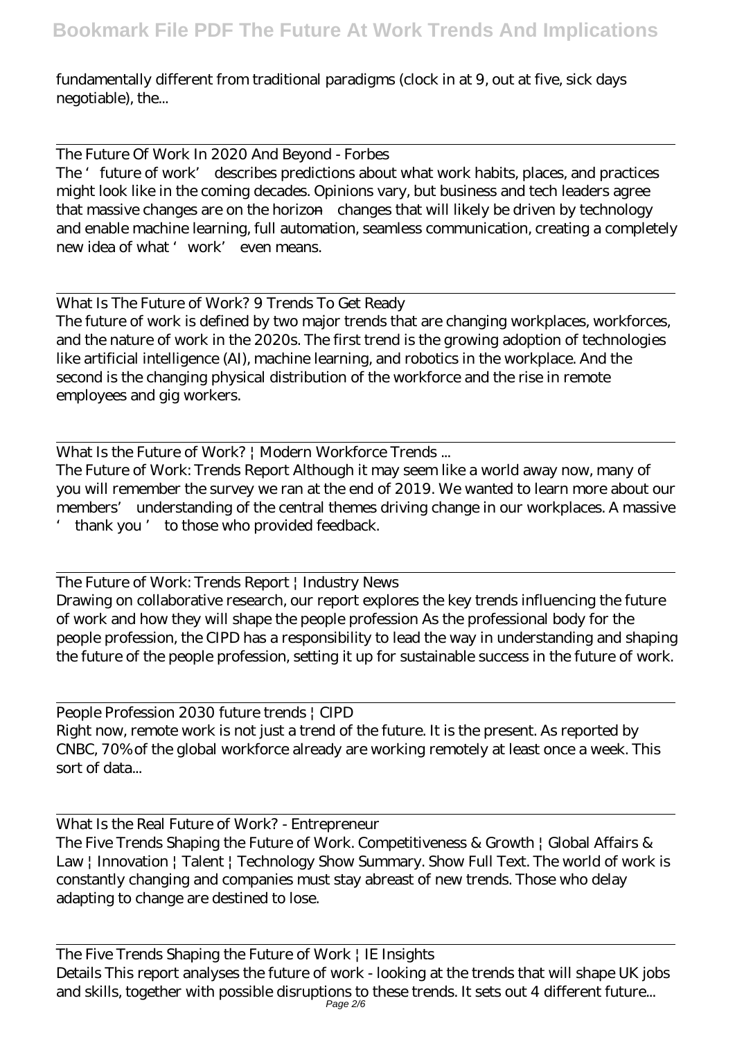fundamentally different from traditional paradigms (clock in at 9, out at five, sick days negotiable), the...

The Future Of Work In 2020 And Beyond - Forbes

The 'future of work' describes predictions about what work habits, places, and practices might look like in the coming decades. Opinions vary, but business and tech leaders agree that massive changes are on the horizon—changes that will likely be driven by technology and enable machine learning, full automation, seamless communication, creating a completely new idea of what 'work' even means.

What Is The Future of Work? 9 Trends To Get Ready

The future of work is defined by two major trends that are changing workplaces, workforces, and the nature of work in the 2020s. The first trend is the growing adoption of technologies like artificial intelligence (AI), machine learning, and robotics in the workplace. And the second is the changing physical distribution of the workforce and the rise in remote employees and gig workers.

What Is the Future of Work? | Modern Workforce Trends ...

The Future of Work: Trends Report Although it may seem like a world away now, many of you will remember the survey we ran at the end of 2019. We wanted to learn more about our members' understanding of the central themes driving change in our workplaces. A massive ' thank you ' to those who provided feedback.

The Future of Work: Trends Report | Industry News

Drawing on collaborative research, our report explores the key trends influencing the future of work and how they will shape the people profession As the professional body for the people profession, the CIPD has a responsibility to lead the way in understanding and shaping the future of the people profession, setting it up for sustainable success in the future of work.

People Profession 2030 future trends | CIPD

Right now, remote work is not just a trend of the future. It is the present. As reported by CNBC, 70% of the global workforce already are working remotely at least once a week. This sort of data...

What Is the Real Future of Work? - Entrepreneur

The Five Trends Shaping the Future of Work. Competitiveness & Growth | Global Affairs & Law | Innovation | Talent | Technology Show Summary. Show Full Text. The world of work is constantly changing and companies must stay abreast of new trends. Those who delay adapting to change are destined to lose.

The Five Trends Shaping the Future of Work | IE Insights

Details This report analyses the future of work - looking at the trends that will shape UK jobs and skills, together with possible disruptions to these trends. It sets out 4 different future...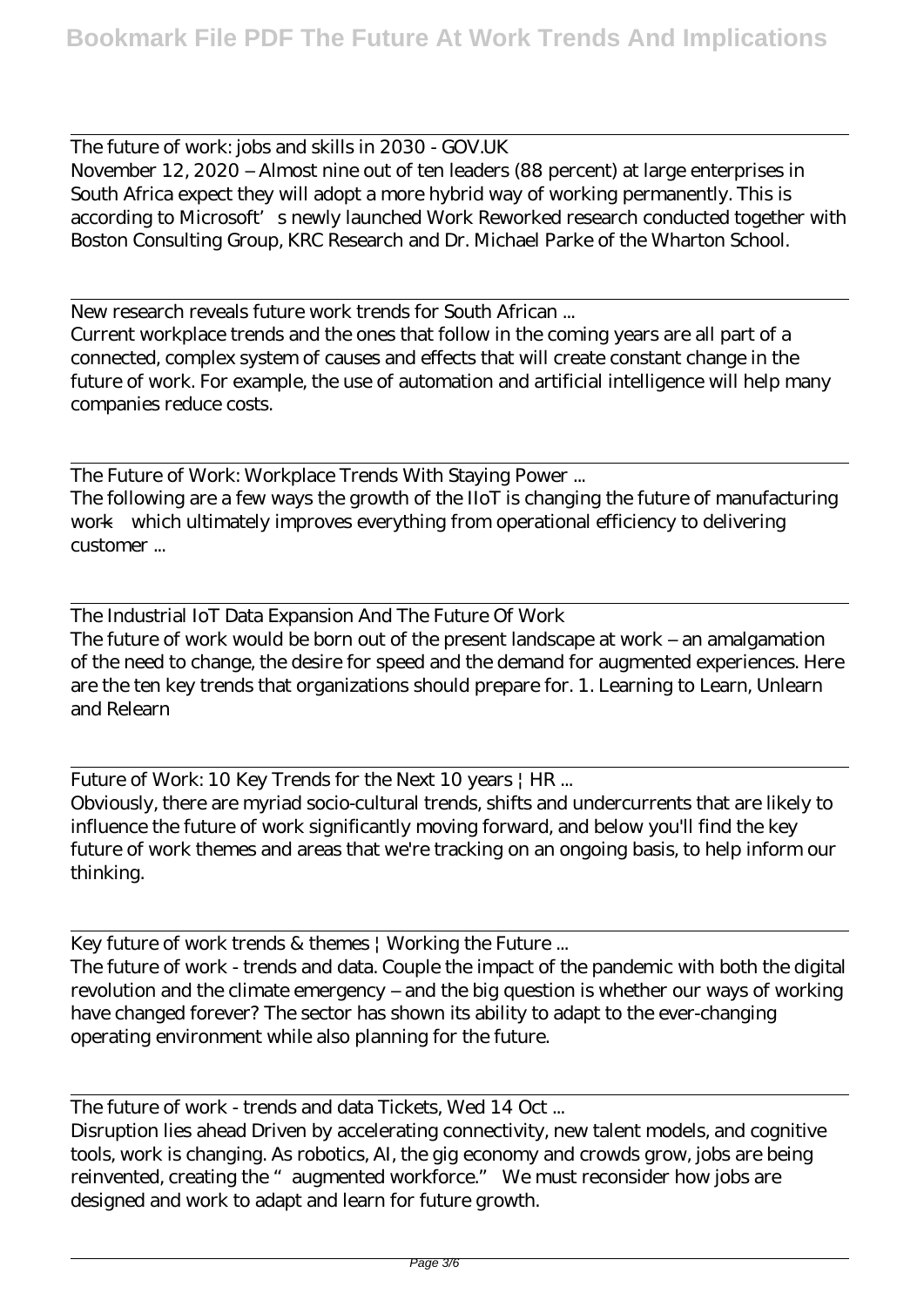The future of work: jobs and skills in 2030 - GOV.UK

November 12, 2020 – Almost nine out of ten leaders (88 percent) at large enterprises in South Africa expect they will adopt a more hybrid way of working permanently. This is according to Microsoft's newly launched Work Reworked research conducted together with Boston Consulting Group, KRC Research and Dr. Michael Parke of the Wharton School.

New research reveals future work trends for South African ...

Current workplace trends and the ones that follow in the coming years are all part of a connected, complex system of causes and effects that will create constant change in the future of work. For example, the use of automation and artificial intelligence will help many companies reduce costs.

The Future of Work: Workplace Trends With Staying Power ...

The following are a few ways the growth of the IIoT is changing the future of manufacturing work—which ultimately improves everything from operational efficiency to delivering customer ...

The Industrial IoT Data Expansion And The Future Of Work

The future of work would be born out of the present landscape at work – an amalgamation of the need to change, the desire for speed and the demand for augmented experiences. Here are the ten key trends that organizations should prepare for. 1. Learning to Learn, Unlearn and Relearn

Future of Work: 10 Key Trends for the Next 10 years | HR ...

Obviously, there are myriad socio-cultural trends, shifts and undercurrents that are likely to influence the future of work significantly moving forward, and below you'll find the key future of work themes and areas that we're tracking on an ongoing basis, to help inform our thinking.

Key future of work trends & themes | Working the Future ...

The future of work - trends and data. Couple the impact of the pandemic with both the digital revolution and the climate emergency – and the big question is whether our ways of working have changed forever? The sector has shown its ability to adapt to the ever-changing operating environment while also planning for the future.

The future of work - trends and data Tickets, Wed 14 Oct ...

Disruption lies ahead Driven by accelerating connectivity, new talent models, and cognitive tools, work is changing. As robotics, AI, the gig economy and crowds grow, jobs are being reinvented, creating the "augmented workforce." We must reconsider how jobs are designed and work to adapt and learn for future growth.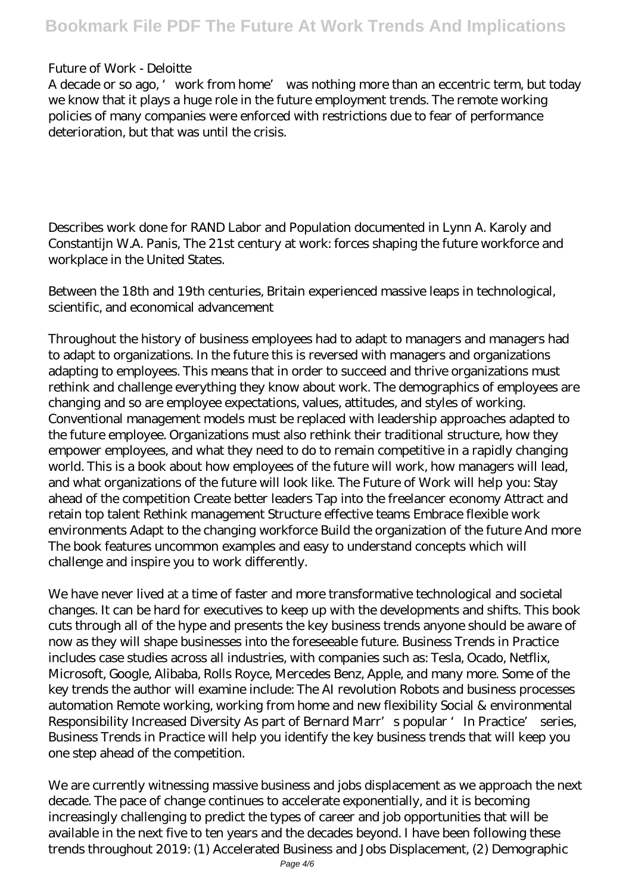Future of Work - Deloitte

A decade or so ago, 'work from home' was nothing more than an eccentric term, but today we know that it plays a huge role in the future employment trends. The remote working policies of many companies were enforced with restrictions due to fear of performance deterioration, but that was until the crisis.

Describes work done for RAND Labor and Population documented in Lynn A. Karoly and Constantijn W.A. Panis, The 21st century at work: forces shaping the future workforce and workplace in the United States.

Between the 18th and 19th centuries, Britain experienced massive leaps in technological, scientific, and economical advancement

Throughout the history of business employees had to adapt to managers and managers had to adapt to organizations. In the future this is reversed with managers and organizations adapting to employees. This means that in order to succeed and thrive organizations must rethink and challenge everything they know about work. The demographics of employees are changing and so are employee expectations, values, attitudes, and styles of working. Conventional management models must be replaced with leadership approaches adapted to the future employee. Organizations must also rethink their traditional structure, how they empower employees, and what they need to do to remain competitive in a rapidly changing world. This is a book about how employees of the future will work, how managers will lead, and what organizations of the future will look like. The Future of Work will help you: Stay ahead of the competition Create better leaders Tap into the freelancer economy Attract and retain top talent Rethink management Structure effective teams Embrace flexible work environments Adapt to the changing workforce Build the organization of the future And more The book features uncommon examples and easy to understand concepts which will challenge and inspire you to work differently.

We have never lived at a time of faster and more transformative technological and societal changes. It can be hard for executives to keep up with the developments and shifts. This book cuts through all of the hype and presents the key business trends anyone should be aware of now as they will shape businesses into the foreseeable future. Business Trends in Practice includes case studies across all industries, with companies such as: Tesla, Ocado, Netflix, Microsoft, Google, Alibaba, Rolls Royce, Mercedes Benz, Apple, and many more. Some of the key trends the author will examine include: The AI revolution Robots and business processes automation Remote working, working from home and new flexibility Social & environmental Responsibility Increased Diversity As part of Bernard Marr's popular 'In Practice' series, Business Trends in Practice will help you identify the key business trends that will keep you one step ahead of the competition.

We are currently witnessing massive business and jobs displacement as we approach the next decade. The pace of change continues to accelerate exponentially, and it is becoming increasingly challenging to predict the types of career and job opportunities that will be available in the next five to ten years and the decades beyond. I have been following these trends throughout 2019: (1) Accelerated Business and Jobs Displacement, (2) Demographic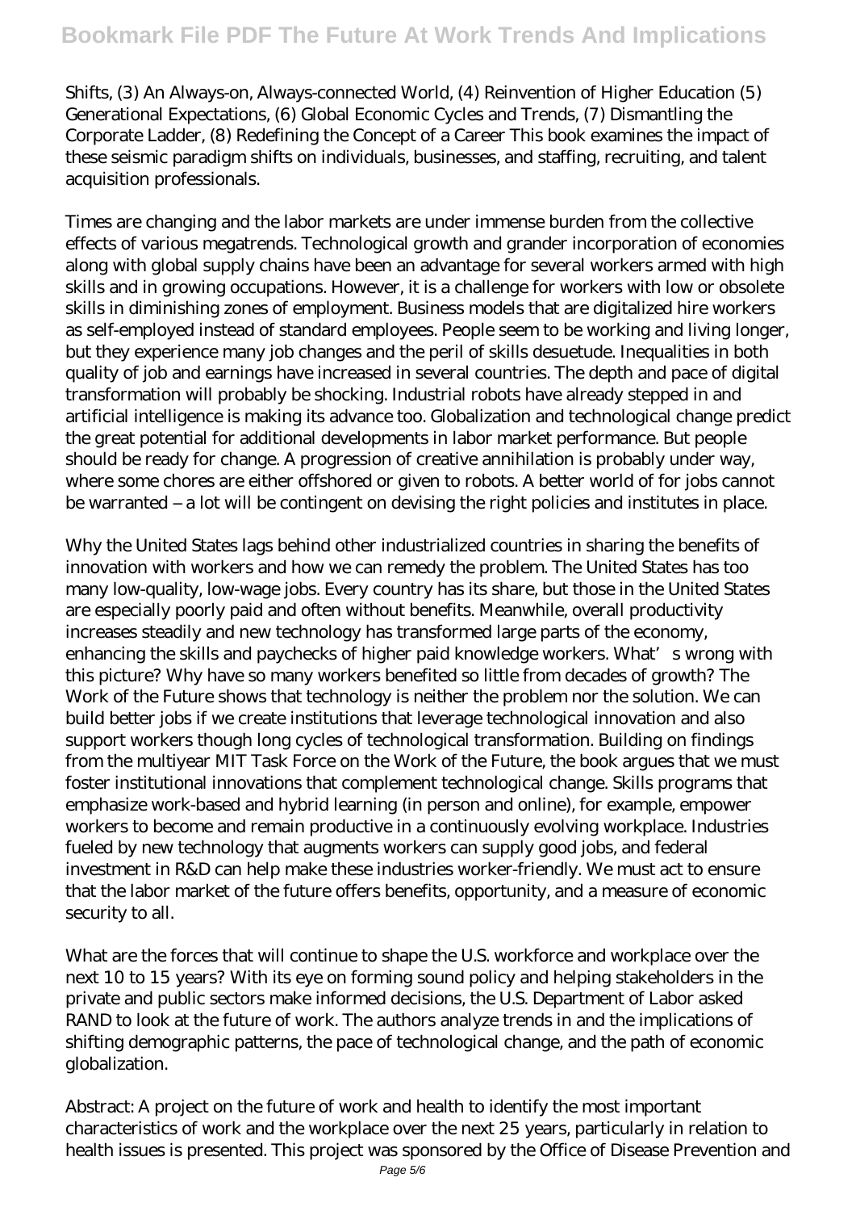Shifts, (3) An Always-on, Always-connected World, (4) Reinvention of Higher Education (5) Generational Expectations, (6) Global Economic Cycles and Trends, (7) Dismantling the Corporate Ladder, (8) Redefining the Concept of a Career This book examines the impact of these seismic paradigm shifts on individuals, businesses, and staffing, recruiting, and talent acquisition professionals.

Times are changing and the labor markets are under immense burden from the collective effects of various megatrends. Technological growth and grander incorporation of economies along with global supply chains have been an advantage for several workers armed with high skills and in growing occupations. However, it is a challenge for workers with low or obsolete skills in diminishing zones of employment. Business models that are digitalized hire workers as self-employed instead of standard employees. People seem to be working and living longer, but they experience many job changes and the peril of skills desuetude. Inequalities in both quality of job and earnings have increased in several countries. The depth and pace of digital transformation will probably be shocking. Industrial robots have already stepped in and artificial intelligence is making its advance too. Globalization and technological change predict the great potential for additional developments in labor market performance. But people should be ready for change. A progression of creative annihilation is probably under way, where some chores are either offshored or given to robots. A better world of for jobs cannot be warranted – a lot will be contingent on devising the right policies and institutes in place.

Why the United States lags behind other industrialized countries in sharing the benefits of innovation with workers and how we can remedy the problem. The United States has too many low-quality, low-wage jobs. Every country has its share, but those in the United States are especially poorly paid and often without benefits. Meanwhile, overall productivity increases steadily and new technology has transformed large parts of the economy, enhancing the skills and paychecks of higher paid knowledge workers. What' s wrong with this picture? Why have so many workers benefited so little from decades of growth? The Work of the Future shows that technology is neither the problem nor the solution. We can build better jobs if we create institutions that leverage technological innovation and also support workers though long cycles of technological transformation. Building on findings from the multiyear MIT Task Force on the Work of the Future, the book argues that we must foster institutional innovations that complement technological change. Skills programs that emphasize work-based and hybrid learning (in person and online), for example, empower workers to become and remain productive in a continuously evolving workplace. Industries fueled by new technology that augments workers can supply good jobs, and federal investment in R&D can help make these industries worker-friendly. We must act to ensure that the labor market of the future offers benefits, opportunity, and a measure of economic security to all.

What are the forces that will continue to shape the U.S. workforce and workplace over the next 10 to 15 years? With its eye on forming sound policy and helping stakeholders in the private and public sectors make informed decisions, the U.S. Department of Labor asked RAND to look at the future of work. The authors analyze trends in and the implications of shifting demographic patterns, the pace of technological change, and the path of economic globalization.

Abstract: A project on the future of work and health to identify the most important characteristics of work and the workplace over the next 25 years, particularly in relation to health issues is presented. This project was sponsored by the Office of Disease Prevention and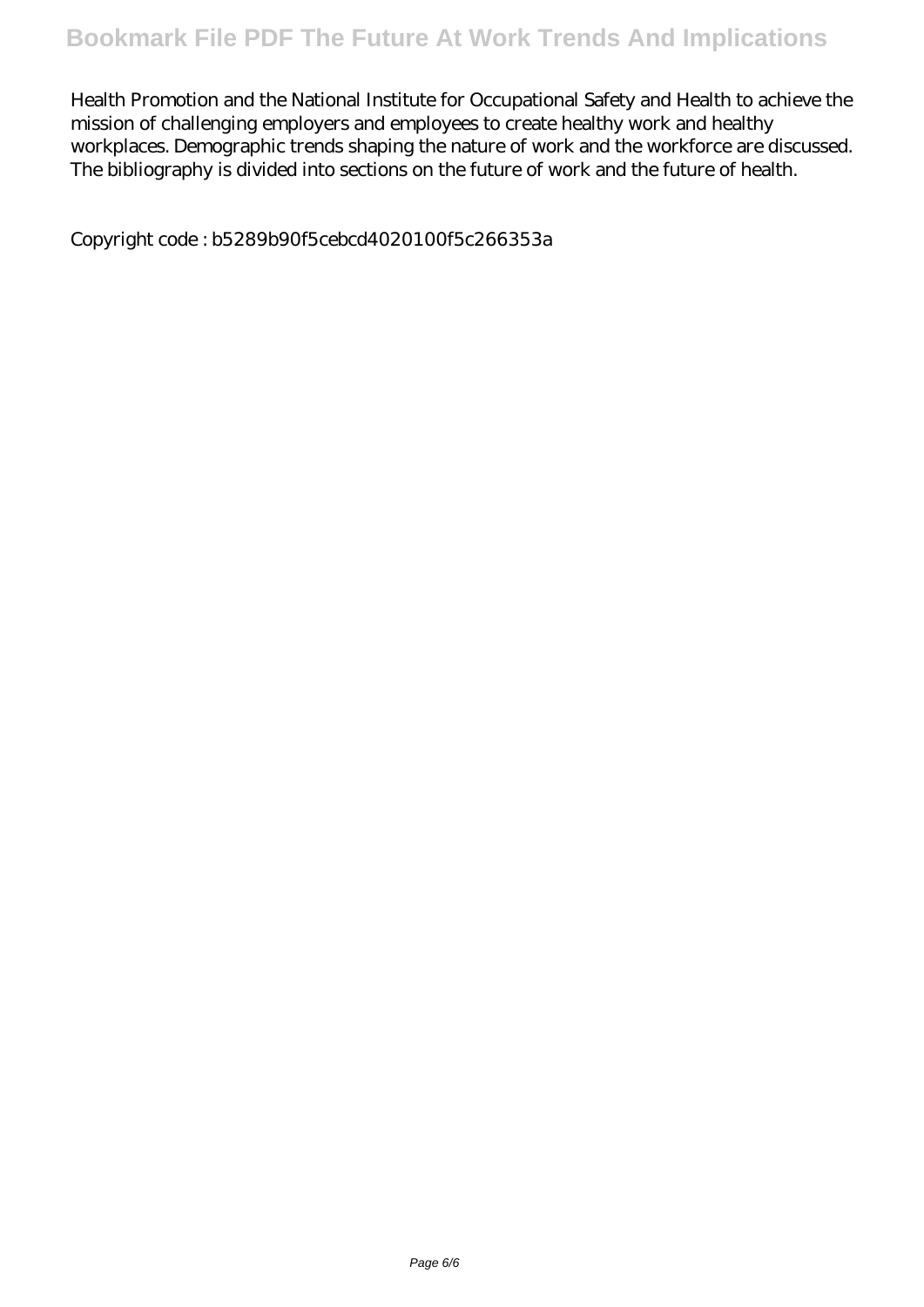Health Promotion and the National Institute for Occupational Safety and Health to achieve the mission of challenging employers and employees to create healthy work and healthy workplaces. Demographic trends shaping the nature of work and the workforce are discussed. The bibliography is divided into sections on the future of work and the future of health.

Copyright code : b5289b90f5cebcd4020100f5c266353a